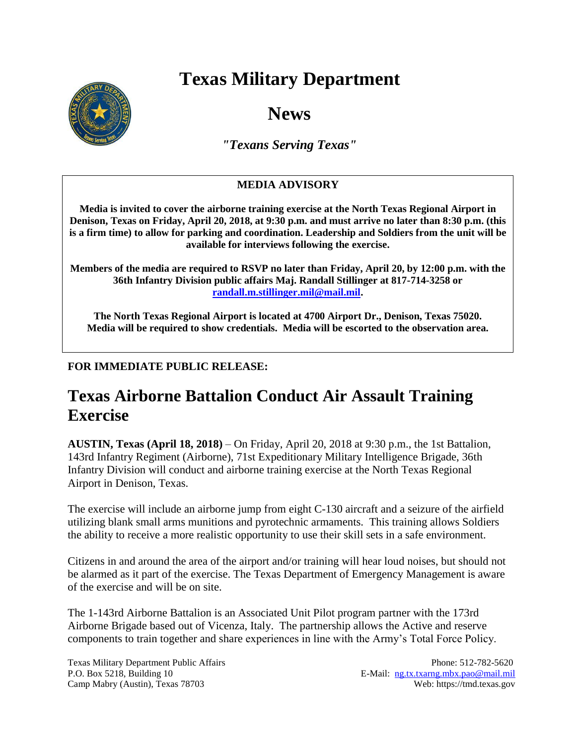# Texas Military Department

# News

***"Texans Serving Texas"***

**MEDIA ADVISORY**

**Media is invited to cover the airborne training exercise at the North Texas Regional Airport in Denison, Texas on Friday, April 20, 2018, at 9:30 p.m. and must arrive no later than 8:30 p.m. (this is a firm time) to allow for parking and coordination. Leadership and Soldiers from the unit will be available for interviews following the exercise.**

**Members of the media are required to RSVP no later than Friday, April 20, by 12:00 p.m. with the 36th Infantry Division public affairs Maj. Randall Stillinger at 817-714-3258 or [randall.m.stillinger.mil@mail.mil](mailto:randall.m.stillinger.mil@mail.mil).**

**The North Texas Regional Airport is located at 4700 Airport Dr., Denison, Texas 75020. Media will be required to show credentials. Media will be escorted to the observation area.**

**FOR IMMEDIATE PUBLIC RELEASE:**

## Texas Airborne Battalion Conduct Air Assault Training Exercise

**AUSTIN, Texas (April 18, 2018)** – On Friday, April 20, 2018 at 9:30 p.m., the 1st Battalion, 143rd Infantry Regiment (Airborne), 71st Expeditionary Military Intelligence Brigade, 36th Infantry Division will conduct and airborne training exercise at the North Texas Regional Airport in Denison, Texas.

The exercise will include an airborne jump from eight C-130 aircraft and a seizure of the airfield utilizing blank small arms munitions and pyrotechnic armaments. This training allows Soldiers the ability to receive a more realistic opportunity to use their skill sets in a safe environment.

Citizens in and around the area of the airport and/or training will hear loud noises, but should not be alarmed as it part of the exercise. The Texas Department of Emergency Management is aware of the exercise and will be on site.

The 1-143rd Airborne Battalion is an Associated Unit Pilot program partner with the 173rd Airborne Brigade based out of Vicenza, Italy. The partnership allows the Active and reserve components to train together and share experiences in line with the Army's Total Force Policy.

Texas Military Department Public Affairs
P.O. Box 5218, Building 10
Camp Mabry (Austin), Texas 78703

Phone: 512-782-5620
E-Mail: [ng.tx.txarng.mbx.pao@mail.mil](mailto:ng.tx.txarng.mbx.pao@mail.mil)
Web: https://tmd.texas.gov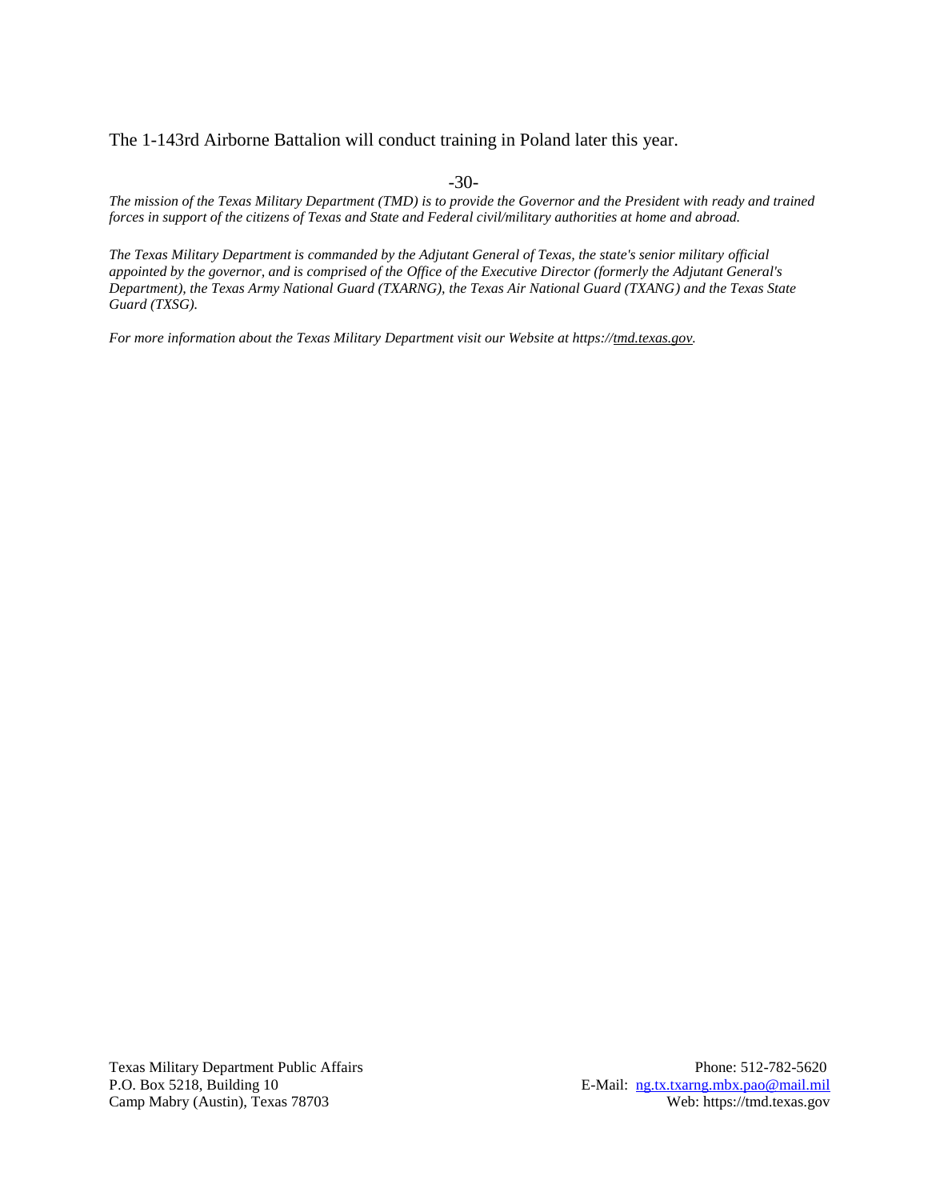The 1-143rd Airborne Battalion will conduct training in Poland later this year.

-30-

*The mission of the Texas Military Department (TMD) is to provide the Governor and the President with ready and trained forces in support of the citizens of Texas and State and Federal civil/military authorities at home and abroad.*

*The Texas Military Department is commanded by the Adjutant General of Texas, the state's senior military official appointed by the governor, and is comprised of the Office of the Executive Director (formerly the Adjutant General's Department), the Texas Army National Guard (TXARNG), the Texas Air National Guard (TXANG) and the Texas State Guard (TXSG).*

*For more information about the Texas Military Department visit our Website at https://tmd.texas.gov.*

Texas Military Department Public Affairs
P.O. Box 5218, Building 10
Camp Mabry (Austin), Texas 78703

Phone: 512-782-5620
E-Mail: ng.tx.txarng.mbx.pao@mail.mil
Web: https://tmd.texas.gov